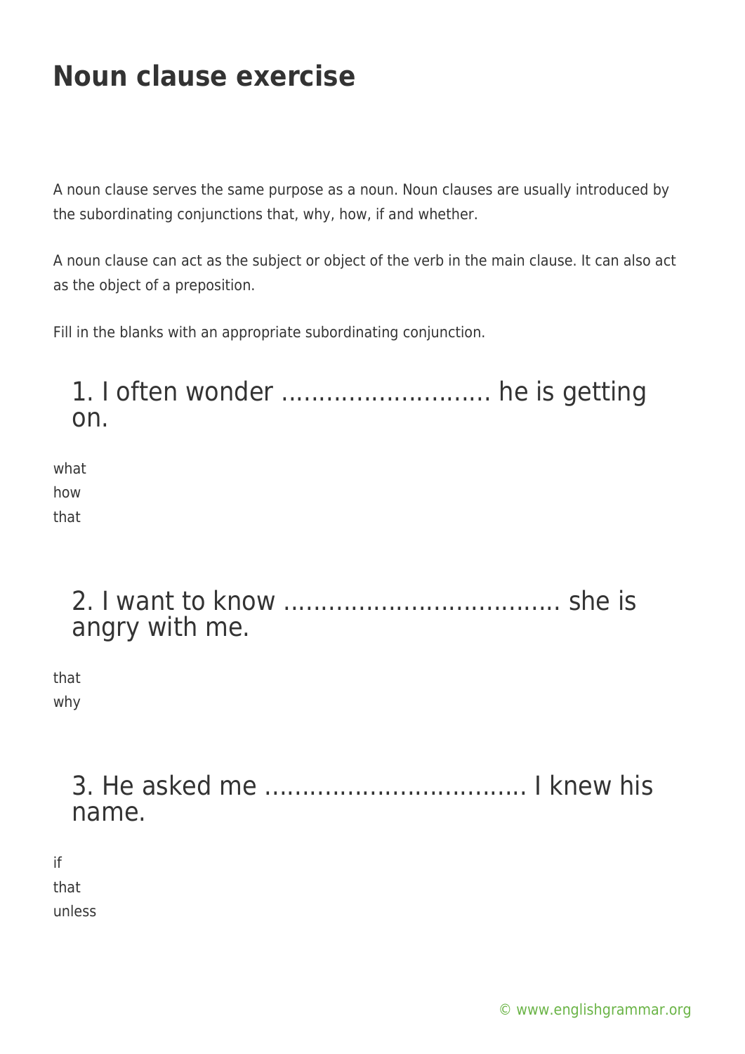# Noun clause exercise

A noun clause serves the same purpose as a noun. Noun clauses are usually introduced by the subordinating conjunctions that, why, how, if and whether.

A noun clause can act as the subject or object of the verb in the main clause. It can also act as the object of a preposition.

Fill in the blanks with an appropriate subordinating conjunction.

## 1. I often wonder ……………………… he is getting on.

what
how
that

## 2. I want to know ……………………………… she is angry with me.

that
why

## 3. He asked me …………………………… I knew his name.

if
that
unless

© www.englishgrammar.org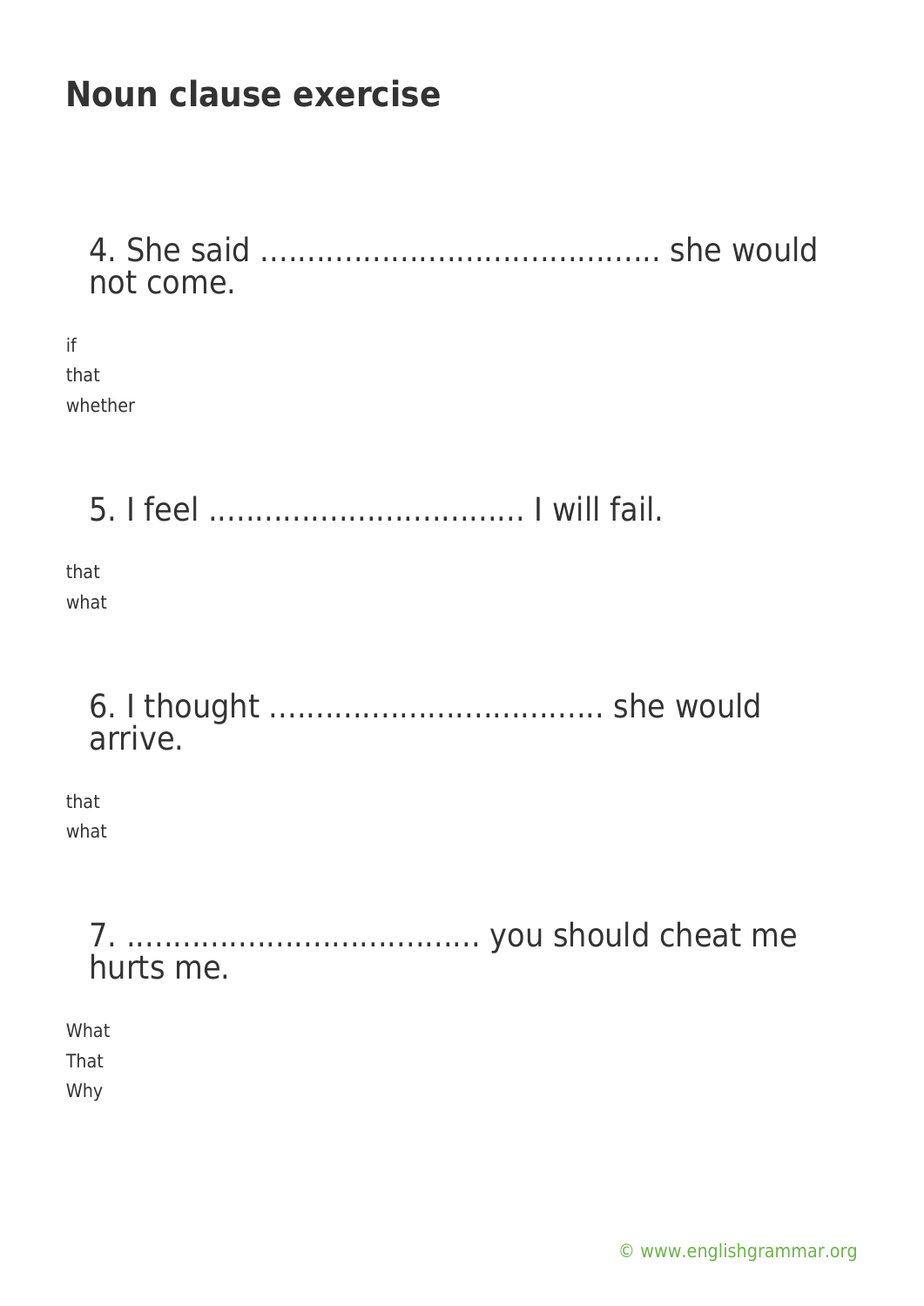# Noun clause exercise

4. She said ........................................... she would not come.

if
that
whether

5. I feel .................................. I will fail.

that
what

6. I thought .................................... she would arrive.

that
what

7. ...................................... you should cheat me hurts me.

What
That
Why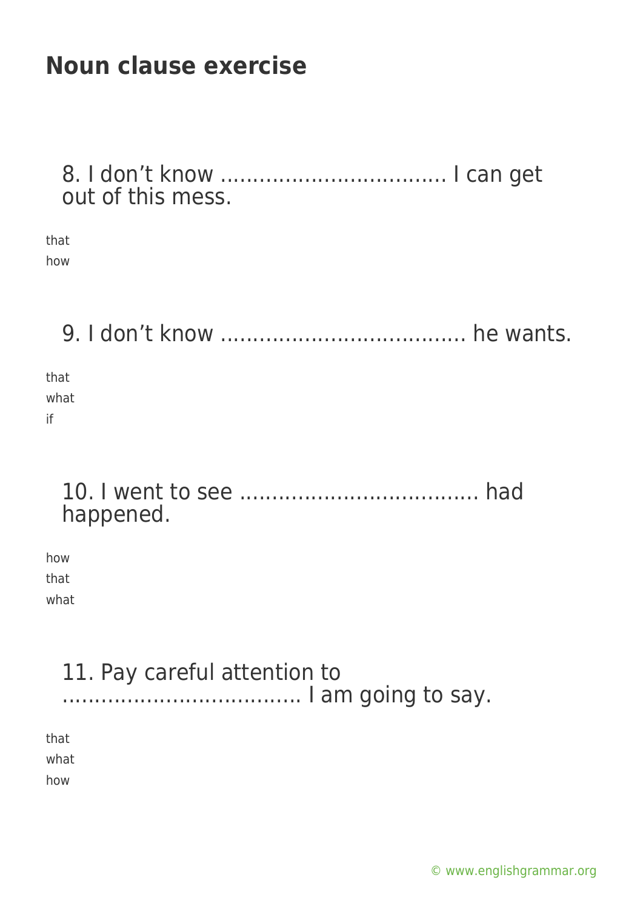# Noun clause exercise

8. I don't know ................................... I can get out of this mess.

that
how

9. I don't know ..................................... he wants.

that
what
if

10. I went to see .................................... had happened.

how
that
what

11. Pay careful attention to ..................................... I am going to say.

that
what
how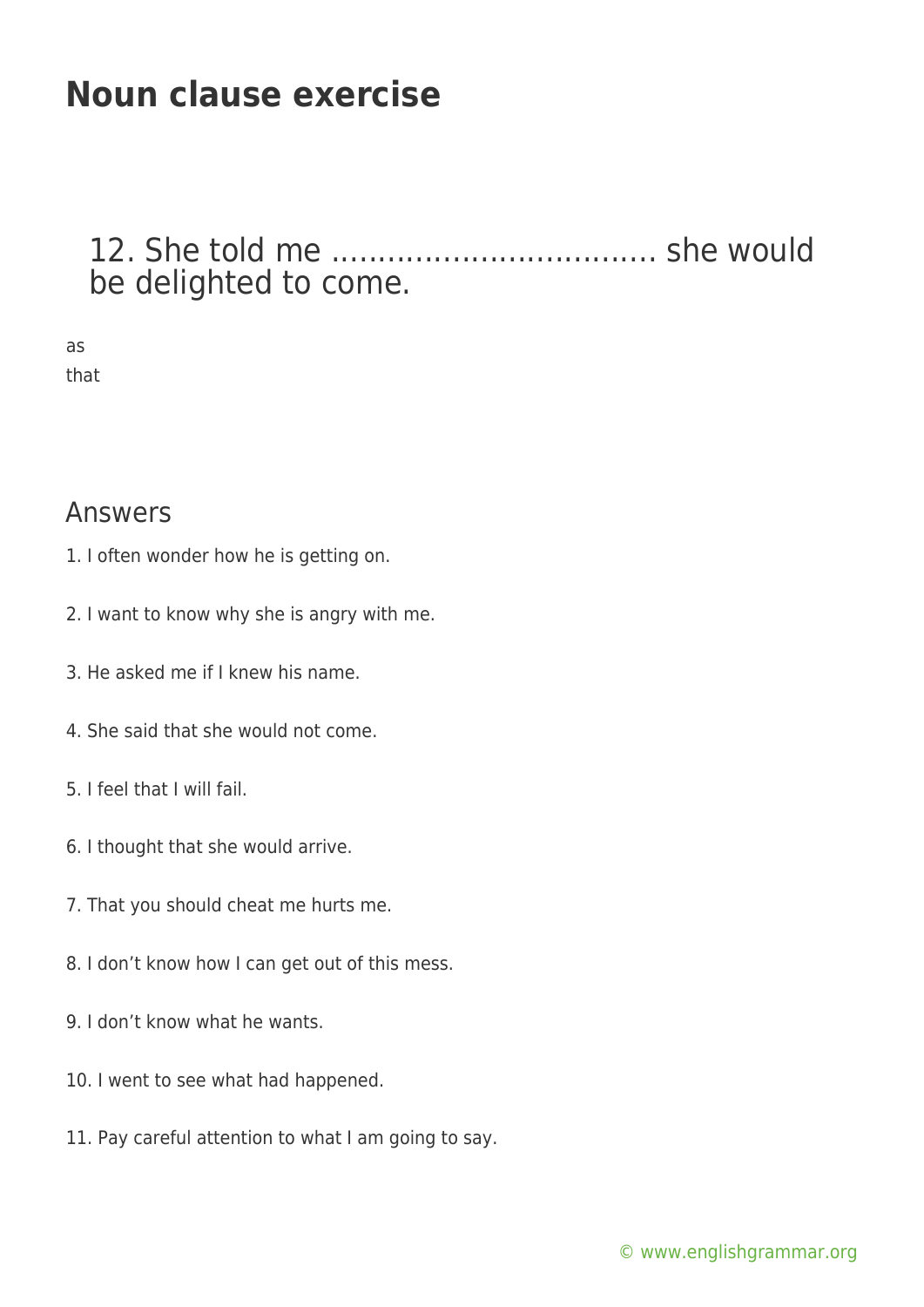# Noun clause exercise

## 12. She told me ................................... she would be delighted to come.

as
that

## Answers

1. I often wonder how he is getting on.

2. I want to know why she is angry with me.

3. He asked me if I knew his name.

4. She said that she would not come.

5. I feel that I will fail.

6. I thought that she would arrive.

7. That you should cheat me hurts me.

8. I don't know how I can get out of this mess.

9. I don't know what he wants.

10. I went to see what had happened.

11. Pay careful attention to what I am going to say.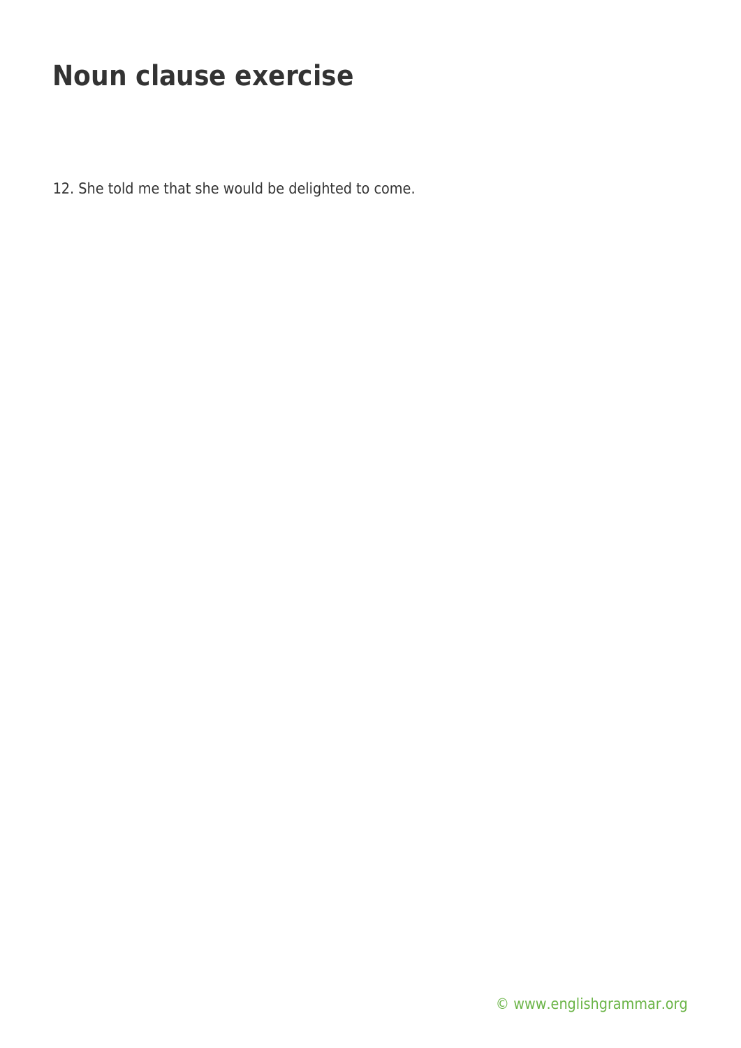# Noun clause exercise

12. She told me that she would be delighted to come.